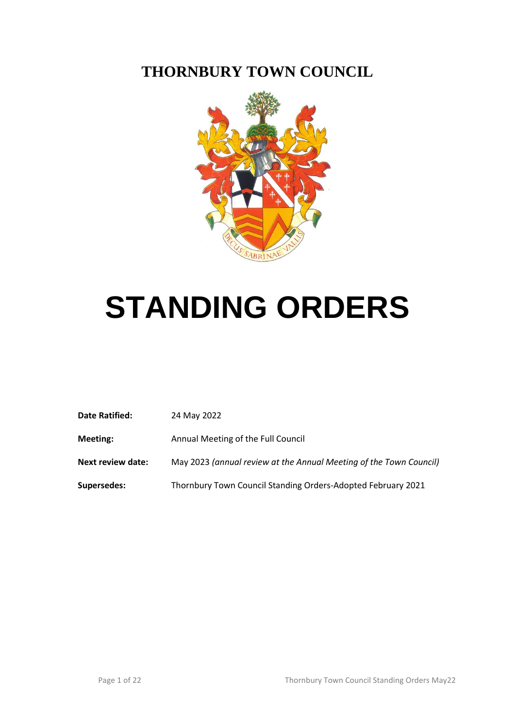# THORNBURY TOWN COUNCIL

# STANDING ORDERS

| | |
|---|---|
| **Date Ratified:** | 24 May 2022 |
| **Meeting:** | Annual Meeting of the Full Council |
| **Next review date:** | May 2023 *(annual review at the Annual Meeting of the Town Council)* |
| **Supersedes:** | Thornbury Town Council Standing Orders-Adopted February 2021 |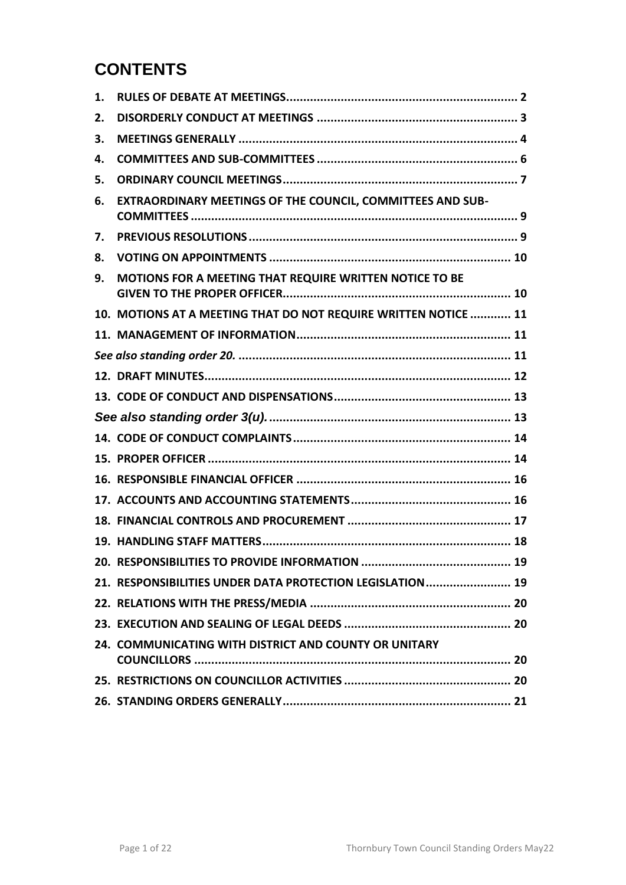# CONTENTS

| | | |
|---|---|---|
| 1. | **RULES OF DEBATE AT MEETINGS** | 2 |
| 2. | **DISORDERLY CONDUCT AT MEETINGS** | 3 |
| 3. | **MEETINGS GENERALLY** | 4 |
| 4. | **COMMITTEES AND SUB-COMMITTEES** | 6 |
| 5. | **ORDINARY COUNCIL MEETINGS** | 7 |
| 6. | **EXTRAORDINARY MEETINGS OF THE COUNCIL, COMMITTEES AND SUB-COMMITTEES** | 9 |
| 7. | **PREVIOUS RESOLUTIONS** | 9 |
| 8. | **VOTING ON APPOINTMENTS** | 10 |
| 9. | **MOTIONS FOR A MEETING THAT REQUIRE WRITTEN NOTICE TO BE GIVEN TO THE PROPER OFFICER** | 10 |
| 10. | **MOTIONS AT A MEETING THAT DO NOT REQUIRE WRITTEN NOTICE** | 11 |
| 11. | **MANAGEMENT OF INFORMATION** | 11 |
| | ***See also standing order 20.*** | 11 |
| 12. | **DRAFT MINUTES** | 12 |
| 13. | **CODE OF CONDUCT AND DISPENSATIONS** | 13 |
| | ***See also standing order 3(u).*** | 13 |
| 14. | **CODE OF CONDUCT COMPLAINTS** | 14 |
| 15. | **PROPER OFFICER** | 14 |
| 16. | **RESPONSIBLE FINANCIAL OFFICER** | 16 |
| 17. | **ACCOUNTS AND ACCOUNTING STATEMENTS** | 16 |
| 18. | **FINANCIAL CONTROLS AND PROCUREMENT** | 17 |
| 19. | **HANDLING STAFF MATTERS** | 18 |
| 20. | **RESPONSIBILITIES TO PROVIDE INFORMATION** | 19 |
| 21. | **RESPONSIBILITIES UNDER DATA PROTECTION LEGISLATION** | 19 |
| 22. | **RELATIONS WITH THE PRESS/MEDIA** | 20 |
| 23. | **EXECUTION AND SEALING OF LEGAL DEEDS** | 20 |
| 24. | **COMMUNICATING WITH DISTRICT AND COUNTY OR UNITARY COUNCILLORS** | 20 |
| 25. | **RESTRICTIONS ON COUNCILLOR ACTIVITIES** | 20 |
| 26. | **STANDING ORDERS GENERALLY** | 21 |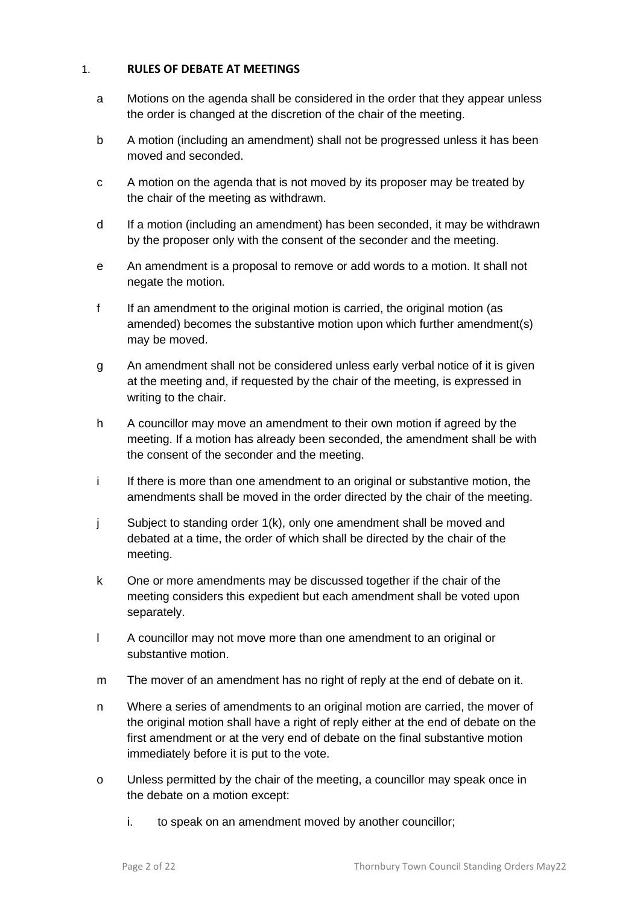## 1. RULES OF DEBATE AT MEETINGS

a Motions on the agenda shall be considered in the order that they appear unless the order is changed at the discretion of the chair of the meeting.

b A motion (including an amendment) shall not be progressed unless it has been moved and seconded.

c A motion on the agenda that is not moved by its proposer may be treated by the chair of the meeting as withdrawn.

d If a motion (including an amendment) has been seconded, it may be withdrawn by the proposer only with the consent of the seconder and the meeting.

e An amendment is a proposal to remove or add words to a motion. It shall not negate the motion.

f If an amendment to the original motion is carried, the original motion (as amended) becomes the substantive motion upon which further amendment(s) may be moved.

g An amendment shall not be considered unless early verbal notice of it is given at the meeting and, if requested by the chair of the meeting, is expressed in writing to the chair.

h A councillor may move an amendment to their own motion if agreed by the meeting. If a motion has already been seconded, the amendment shall be with the consent of the seconder and the meeting.

i If there is more than one amendment to an original or substantive motion, the amendments shall be moved in the order directed by the chair of the meeting.

j Subject to standing order 1(k), only one amendment shall be moved and debated at a time, the order of which shall be directed by the chair of the meeting.

k One or more amendments may be discussed together if the chair of the meeting considers this expedient but each amendment shall be voted upon separately.

l A councillor may not move more than one amendment to an original or substantive motion.

m The mover of an amendment has no right of reply at the end of debate on it.

n Where a series of amendments to an original motion are carried, the mover of the original motion shall have a right of reply either at the end of debate on the first amendment or at the very end of debate on the final substantive motion immediately before it is put to the vote.

o Unless permitted by the chair of the meeting, a councillor may speak once in the debate on a motion except:

   i. to speak on an amendment moved by another councillor;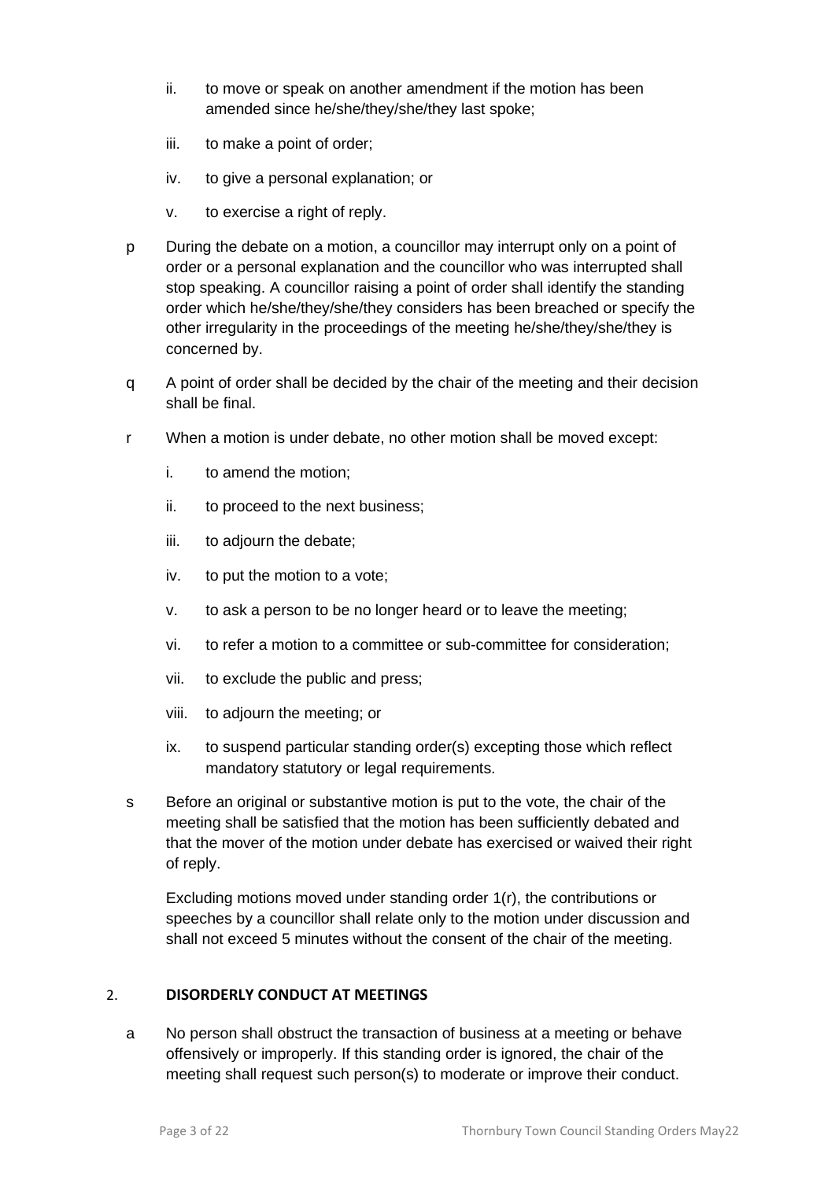ii. to move or speak on another amendment if the motion has been amended since he/she/they/she/they last spoke;

   iii. to make a point of order;

   iv. to give a personal explanation; or

   v. to exercise a right of reply.

p During the debate on a motion, a councillor may interrupt only on a point of order or a personal explanation and the councillor who was interrupted shall stop speaking. A councillor raising a point of order shall identify the standing order which he/she/they/she/they considers has been breached or specify the other irregularity in the proceedings of the meeting he/she/they/she/they is concerned by.

q A point of order shall be decided by the chair of the meeting and their decision shall be final.

r When a motion is under debate, no other motion shall be moved except:

   i. to amend the motion;

   ii. to proceed to the next business;

   iii. to adjourn the debate;

   iv. to put the motion to a vote;

   v. to ask a person to be no longer heard or to leave the meeting;

   vi. to refer a motion to a committee or sub-committee for consideration;

   vii. to exclude the public and press;

   viii. to adjourn the meeting; or

   ix. to suspend particular standing order(s) excepting those which reflect mandatory statutory or legal requirements.

s Before an original or substantive motion is put to the vote, the chair of the meeting shall be satisfied that the motion has been sufficiently debated and that the mover of the motion under debate has exercised or waived their right of reply.

   Excluding motions moved under standing order 1(r), the contributions or speeches by a councillor shall relate only to the motion under discussion and shall not exceed 5 minutes without the consent of the chair of the meeting.

## 2. DISORDERLY CONDUCT AT MEETINGS

a No person shall obstruct the transaction of business at a meeting or behave offensively or improperly. If this standing order is ignored, the chair of the meeting shall request such person(s) to moderate or improve their conduct.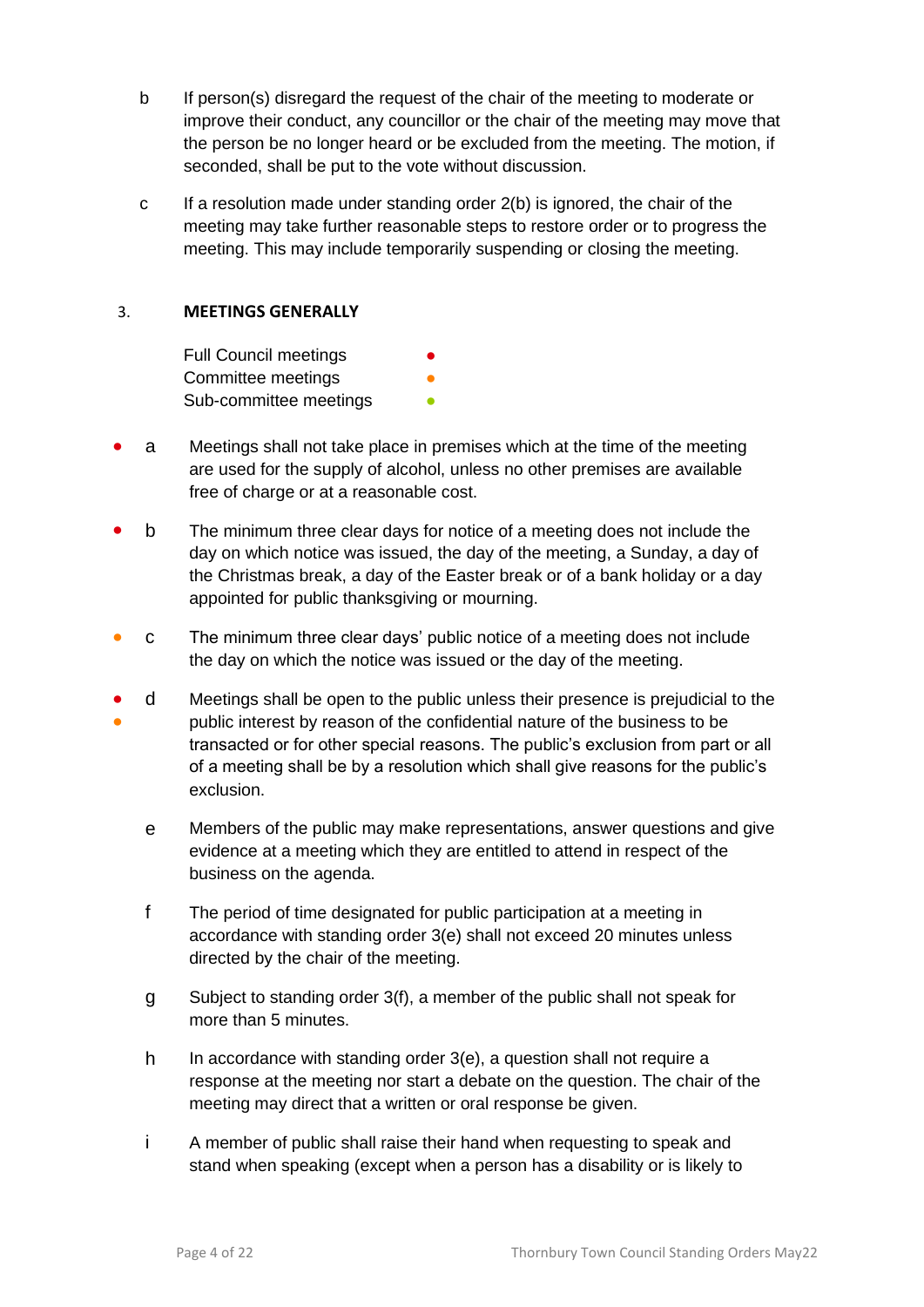b  If person(s) disregard the request of the chair of the meeting to moderate or improve their conduct, any councillor or the chair of the meeting may move that the person be no longer heard or be excluded from the meeting. The motion, if seconded, shall be put to the vote without discussion.

c  If a resolution made under standing order 2(b) is ignored, the chair of the meeting may take further reasonable steps to restore order or to progress the meeting. This may include temporarily suspending or closing the meeting.

## 3. MEETINGS GENERALLY

Full Council meetings ●
Committee meetings ●
Sub-committee meetings ●

● a  Meetings shall not take place in premises which at the time of the meeting are used for the supply of alcohol, unless no other premises are available free of charge or at a reasonable cost.

● b  The minimum three clear days for notice of a meeting does not include the day on which notice was issued, the day of the meeting, a Sunday, a day of the Christmas break, a day of the Easter break or of a bank holiday or a day appointed for public thanksgiving or mourning.

● c  The minimum three clear days' public notice of a meeting does not include the day on which the notice was issued or the day of the meeting.

● ● d  Meetings shall be open to the public unless their presence is prejudicial to the public interest by reason of the confidential nature of the business to be transacted or for other special reasons. The public's exclusion from part or all of a meeting shall be by a resolution which shall give reasons for the public's exclusion.

e  Members of the public may make representations, answer questions and give evidence at a meeting which they are entitled to attend in respect of the business on the agenda.

f  The period of time designated for public participation at a meeting in accordance with standing order 3(e) shall not exceed 20 minutes unless directed by the chair of the meeting.

g  Subject to standing order 3(f), a member of the public shall not speak for more than 5 minutes.

h  In accordance with standing order 3(e), a question shall not require a response at the meeting nor start a debate on the question. The chair of the meeting may direct that a written or oral response be given.

i  A member of public shall raise their hand when requesting to speak and stand when speaking (except when a person has a disability or is likely to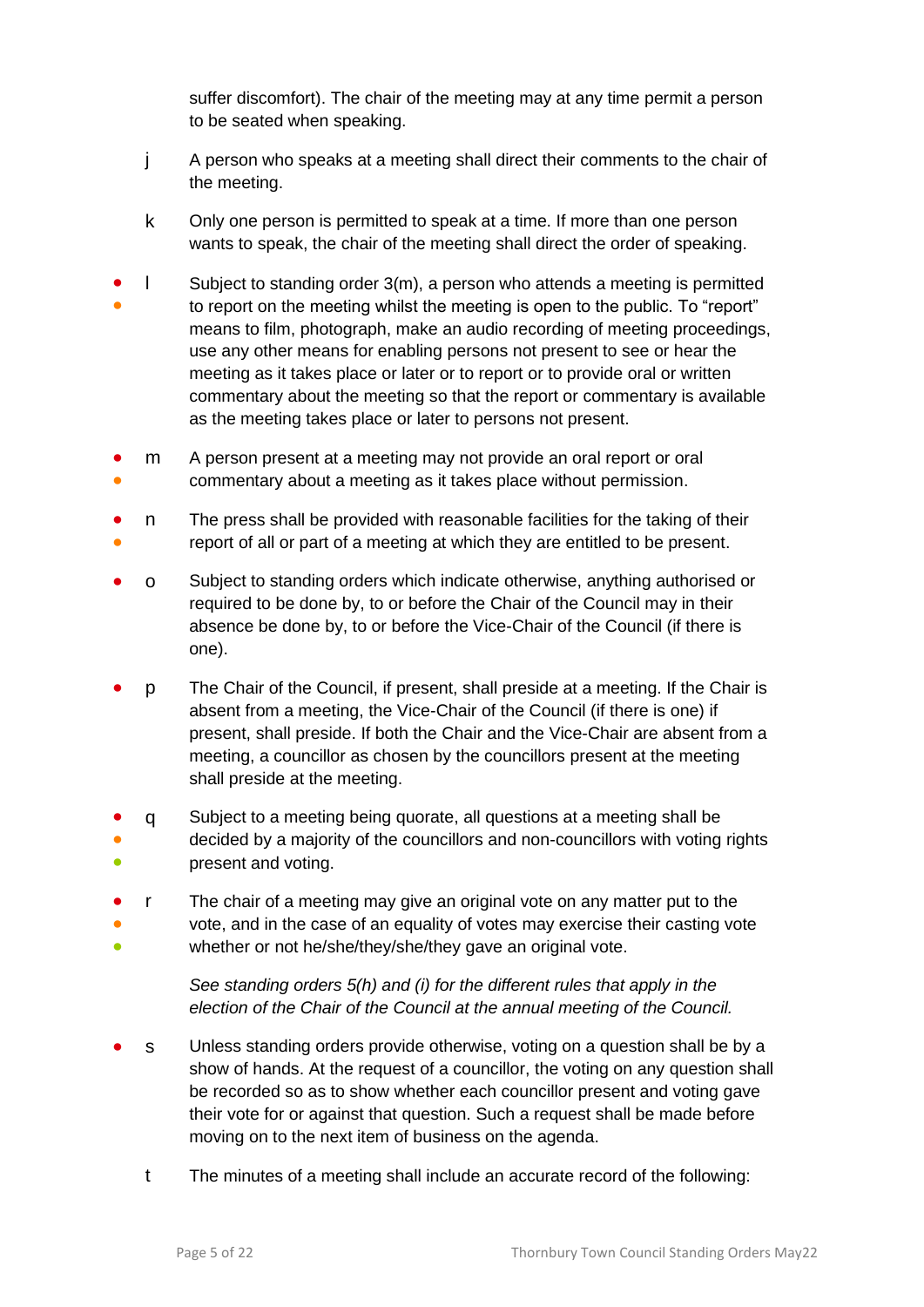suffer discomfort). The chair of the meeting may at any time permit a person to be seated when speaking.

j A person who speaks at a meeting shall direct their comments to the chair of the meeting.

k Only one person is permitted to speak at a time. If more than one person wants to speak, the chair of the meeting shall direct the order of speaking.

l Subject to standing order 3(m), a person who attends a meeting is permitted to report on the meeting whilst the meeting is open to the public. To “report” means to film, photograph, make an audio recording of meeting proceedings, use any other means for enabling persons not present to see or hear the meeting as it takes place or later or to report or to provide oral or written commentary about the meeting so that the report or commentary is available as the meeting takes place or later to persons not present.

m A person present at a meeting may not provide an oral report or oral commentary about a meeting as it takes place without permission.

n The press shall be provided with reasonable facilities for the taking of their report of all or part of a meeting at which they are entitled to be present.

o Subject to standing orders which indicate otherwise, anything authorised or required to be done by, to or before the Chair of the Council may in their absence be done by, to or before the Vice-Chair of the Council (if there is one).

p The Chair of the Council, if present, shall preside at a meeting. If the Chair is absent from a meeting, the Vice-Chair of the Council (if there is one) if present, shall preside. If both the Chair and the Vice-Chair are absent from a meeting, a councillor as chosen by the councillors present at the meeting shall preside at the meeting.

q Subject to a meeting being quorate, all questions at a meeting shall be decided by a majority of the councillors and non-councillors with voting rights present and voting.

r The chair of a meeting may give an original vote on any matter put to the vote, and in the case of an equality of votes may exercise their casting vote whether or not he/she/they/she/they gave an original vote.

*See standing orders 5(h) and (i) for the different rules that apply in the election of the Chair of the Council at the annual meeting of the Council.*

s Unless standing orders provide otherwise, voting on a question shall be by a show of hands. At the request of a councillor, the voting on any question shall be recorded so as to show whether each councillor present and voting gave their vote for or against that question. Such a request shall be made before moving on to the next item of business on the agenda.

t The minutes of a meeting shall include an accurate record of the following: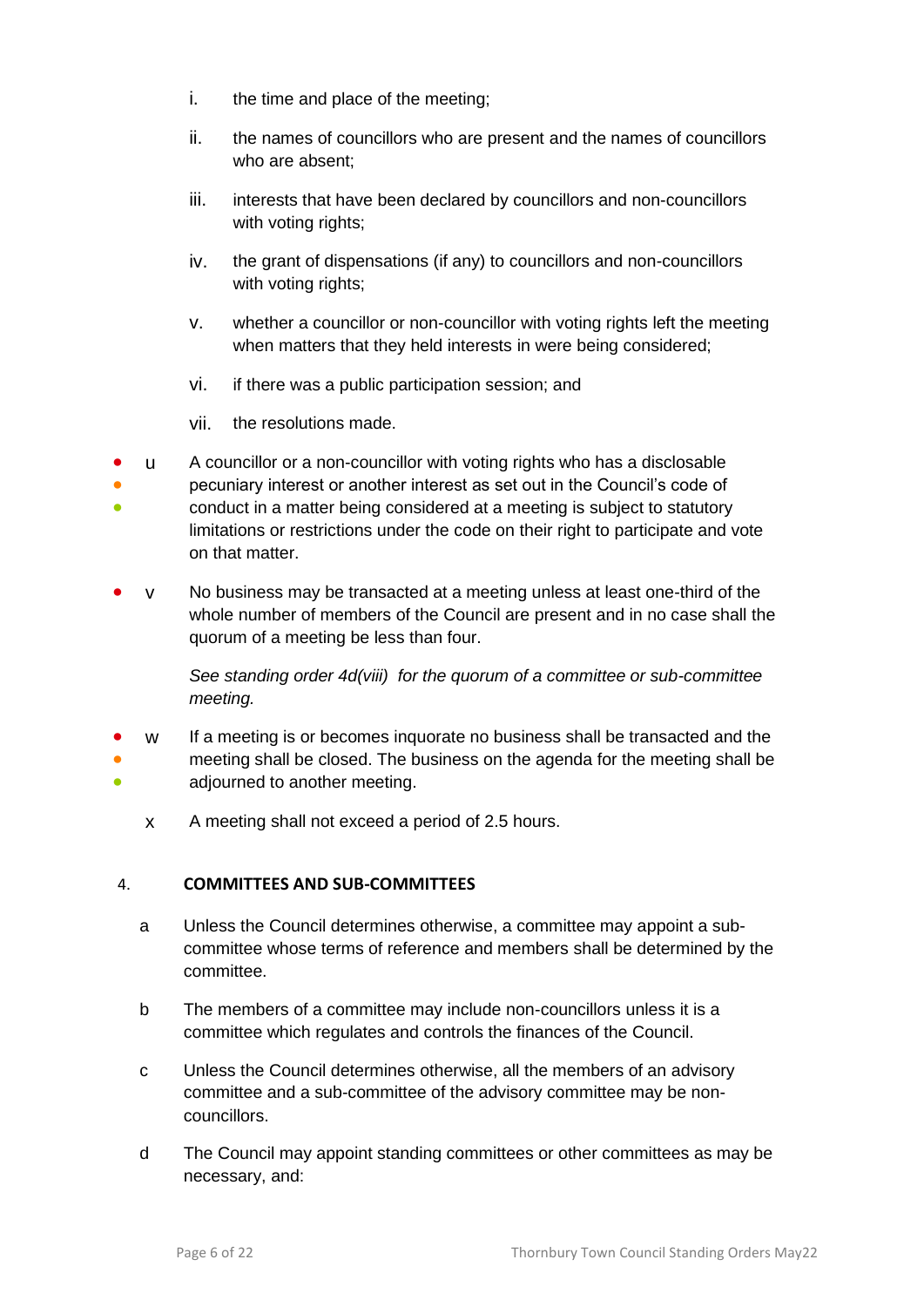i. the time and place of the meeting;

ii. the names of councillors who are present and the names of councillors who are absent;

iii. interests that have been declared by councillors and non-councillors with voting rights;

iv. the grant of dispensations (if any) to councillors and non-councillors with voting rights;

v. whether a councillor or non-councillor with voting rights left the meeting when matters that they held interests in were being considered;

vi. if there was a public participation session; and

vii. the resolutions made.

u A councillor or a non-councillor with voting rights who has a disclosable pecuniary interest or another interest as set out in the Council's code of conduct in a matter being considered at a meeting is subject to statutory limitations or restrictions under the code on their right to participate and vote on that matter.

v No business may be transacted at a meeting unless at least one-third of the whole number of members of the Council are present and in no case shall the quorum of a meeting be less than four.

*See standing order 4d(viii) for the quorum of a committee or sub-committee meeting.*

w If a meeting is or becomes inquorate no business shall be transacted and the meeting shall be closed. The business on the agenda for the meeting shall be adjourned to another meeting.

x A meeting shall not exceed a period of 2.5 hours.

## 4. COMMITTEES AND SUB-COMMITTEES

a Unless the Council determines otherwise, a committee may appoint a sub-committee whose terms of reference and members shall be determined by the committee.

b The members of a committee may include non-councillors unless it is a committee which regulates and controls the finances of the Council.

c Unless the Council determines otherwise, all the members of an advisory committee and a sub-committee of the advisory committee may be non-councillors.

d The Council may appoint standing committees or other committees as may be necessary, and: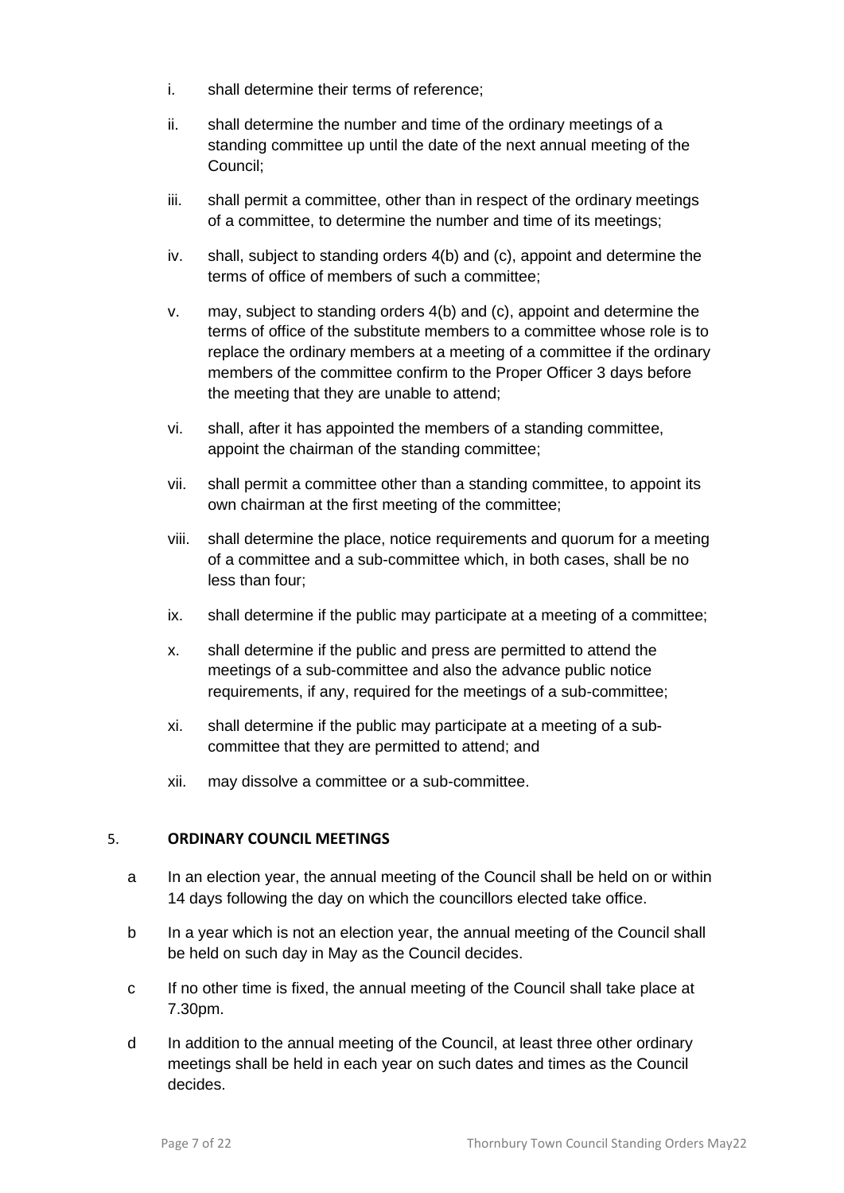i. shall determine their terms of reference;

ii. shall determine the number and time of the ordinary meetings of a standing committee up until the date of the next annual meeting of the Council;

iii. shall permit a committee, other than in respect of the ordinary meetings of a committee, to determine the number and time of its meetings;

iv. shall, subject to standing orders 4(b) and (c), appoint and determine the terms of office of members of such a committee;

v. may, subject to standing orders 4(b) and (c), appoint and determine the terms of office of the substitute members to a committee whose role is to replace the ordinary members at a meeting of a committee if the ordinary members of the committee confirm to the Proper Officer 3 days before the meeting that they are unable to attend;

vi. shall, after it has appointed the members of a standing committee, appoint the chairman of the standing committee;

vii. shall permit a committee other than a standing committee, to appoint its own chairman at the first meeting of the committee;

viii. shall determine the place, notice requirements and quorum for a meeting of a committee and a sub-committee which, in both cases, shall be no less than four;

ix. shall determine if the public may participate at a meeting of a committee;

x. shall determine if the public and press are permitted to attend the meetings of a sub-committee and also the advance public notice requirements, if any, required for the meetings of a sub-committee;

xi. shall determine if the public may participate at a meeting of a sub-committee that they are permitted to attend; and

xii. may dissolve a committee or a sub-committee.

## 5. ORDINARY COUNCIL MEETINGS

a In an election year, the annual meeting of the Council shall be held on or within 14 days following the day on which the councillors elected take office.

b In a year which is not an election year, the annual meeting of the Council shall be held on such day in May as the Council decides.

c If no other time is fixed, the annual meeting of the Council shall take place at 7.30pm.

d In addition to the annual meeting of the Council, at least three other ordinary meetings shall be held in each year on such dates and times as the Council decides.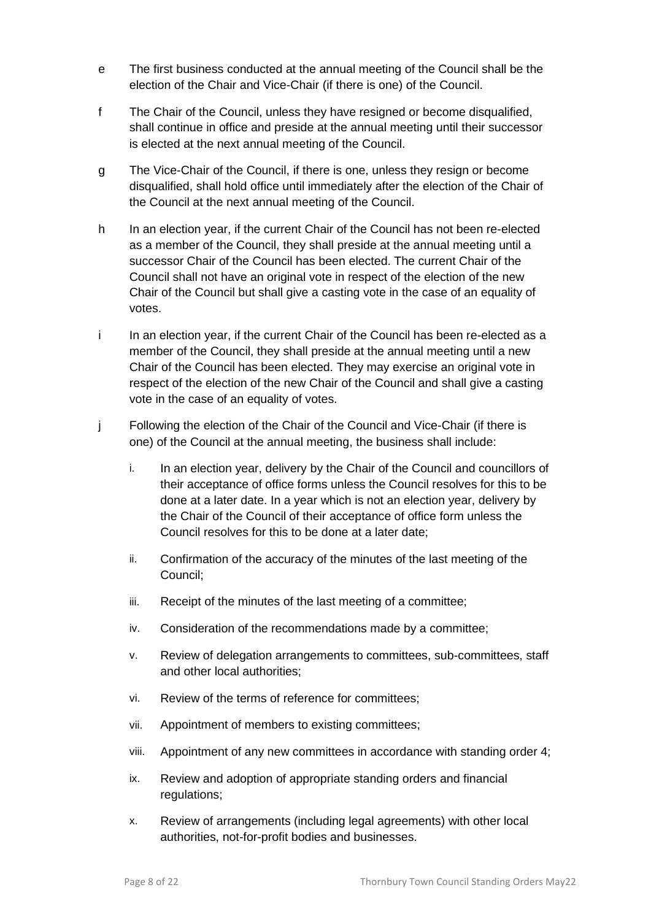e The first business conducted at the annual meeting of the Council shall be the election of the Chair and Vice-Chair (if there is one) of the Council.

f The Chair of the Council, unless they have resigned or become disqualified, shall continue in office and preside at the annual meeting until their successor is elected at the next annual meeting of the Council.

g The Vice-Chair of the Council, if there is one, unless they resign or become disqualified, shall hold office until immediately after the election of the Chair of the Council at the next annual meeting of the Council.

h In an election year, if the current Chair of the Council has not been re-elected as a member of the Council, they shall preside at the annual meeting until a successor Chair of the Council has been elected. The current Chair of the Council shall not have an original vote in respect of the election of the new Chair of the Council but shall give a casting vote in the case of an equality of votes.

i In an election year, if the current Chair of the Council has been re-elected as a member of the Council, they shall preside at the annual meeting until a new Chair of the Council has been elected. They may exercise an original vote in respect of the election of the new Chair of the Council and shall give a casting vote in the case of an equality of votes.

j Following the election of the Chair of the Council and Vice-Chair (if there is one) of the Council at the annual meeting, the business shall include:

   i. In an election year, delivery by the Chair of the Council and councillors of their acceptance of office forms unless the Council resolves for this to be done at a later date. In a year which is not an election year, delivery by the Chair of the Council of their acceptance of office form unless the Council resolves for this to be done at a later date;

   ii. Confirmation of the accuracy of the minutes of the last meeting of the Council;

   iii. Receipt of the minutes of the last meeting of a committee;

   iv. Consideration of the recommendations made by a committee;

   v. Review of delegation arrangements to committees, sub-committees, staff and other local authorities;

   vi. Review of the terms of reference for committees;

   vii. Appointment of members to existing committees;

   viii. Appointment of any new committees in accordance with standing order 4;

   ix. Review and adoption of appropriate standing orders and financial regulations;

   x. Review of arrangements (including legal agreements) with other local authorities, not-for-profit bodies and businesses.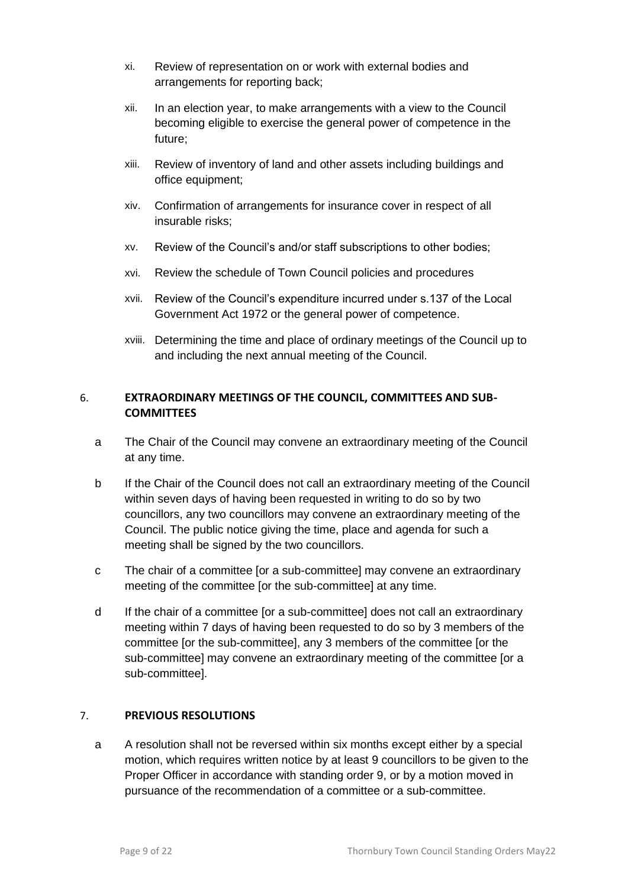xi. Review of representation on or work with external bodies and arrangements for reporting back;

xii. In an election year, to make arrangements with a view to the Council becoming eligible to exercise the general power of competence in the future;

xiii. Review of inventory of land and other assets including buildings and office equipment;

xiv. Confirmation of arrangements for insurance cover in respect of all insurable risks;

xv. Review of the Council's and/or staff subscriptions to other bodies;

xvi. Review the schedule of Town Council policies and procedures

xvii. Review of the Council's expenditure incurred under s.137 of the Local Government Act 1972 or the general power of competence.

xviii. Determining the time and place of ordinary meetings of the Council up to and including the next annual meeting of the Council.

## 6. EXTRAORDINARY MEETINGS OF THE COUNCIL, COMMITTEES AND SUB-COMMITTEES

a The Chair of the Council may convene an extraordinary meeting of the Council at any time.

b If the Chair of the Council does not call an extraordinary meeting of the Council within seven days of having been requested in writing to do so by two councillors, any two councillors may convene an extraordinary meeting of the Council. The public notice giving the time, place and agenda for such a meeting shall be signed by the two councillors.

c The chair of a committee [or a sub-committee] may convene an extraordinary meeting of the committee [or the sub-committee] at any time.

d If the chair of a committee [or a sub-committee] does not call an extraordinary meeting within 7 days of having been requested to do so by 3 members of the committee [or the sub-committee], any 3 members of the committee [or the sub-committee] may convene an extraordinary meeting of the committee [or a sub-committee].

## 7. PREVIOUS RESOLUTIONS

a A resolution shall not be reversed within six months except either by a special motion, which requires written notice by at least 9 councillors to be given to the Proper Officer in accordance with standing order 9, or by a motion moved in pursuance of the recommendation of a committee or a sub-committee.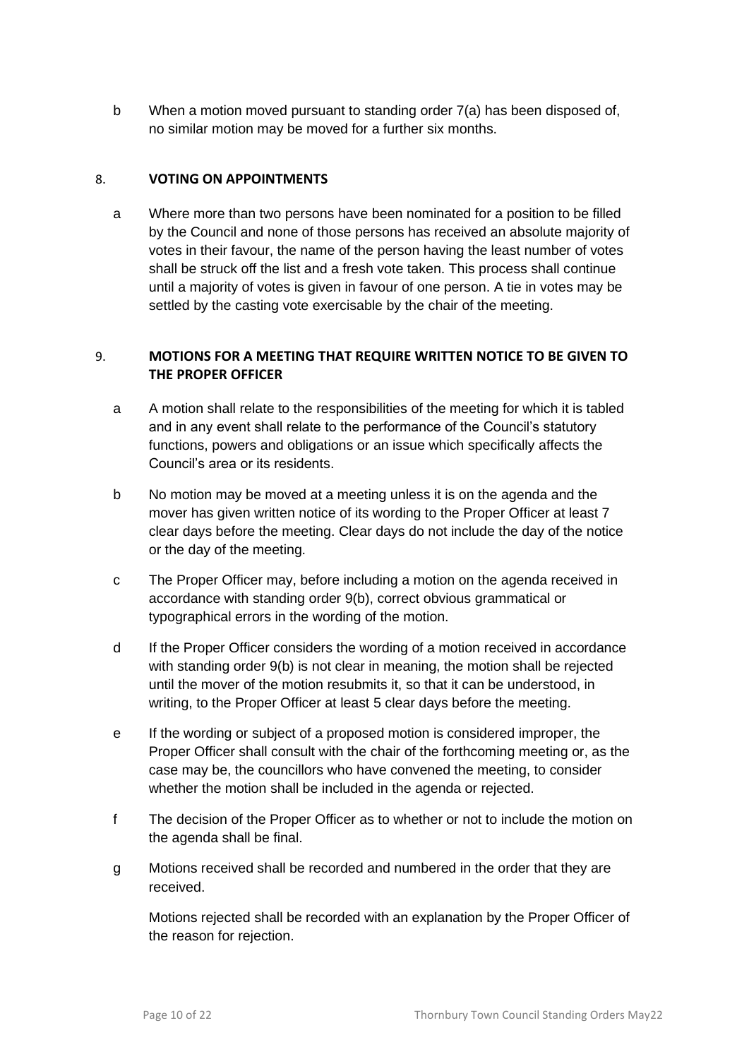b  When a motion moved pursuant to standing order 7(a) has been disposed of, no similar motion may be moved for a further six months.

## 8. VOTING ON APPOINTMENTS

a  Where more than two persons have been nominated for a position to be filled by the Council and none of those persons has received an absolute majority of votes in their favour, the name of the person having the least number of votes shall be struck off the list and a fresh vote taken. This process shall continue until a majority of votes is given in favour of one person. A tie in votes may be settled by the casting vote exercisable by the chair of the meeting.

## 9. MOTIONS FOR A MEETING THAT REQUIRE WRITTEN NOTICE TO BE GIVEN TO THE PROPER OFFICER

a  A motion shall relate to the responsibilities of the meeting for which it is tabled and in any event shall relate to the performance of the Council's statutory functions, powers and obligations or an issue which specifically affects the Council's area or its residents.

b  No motion may be moved at a meeting unless it is on the agenda and the mover has given written notice of its wording to the Proper Officer at least 7 clear days before the meeting. Clear days do not include the day of the notice or the day of the meeting.

c  The Proper Officer may, before including a motion on the agenda received in accordance with standing order 9(b), correct obvious grammatical or typographical errors in the wording of the motion.

d  If the Proper Officer considers the wording of a motion received in accordance with standing order 9(b) is not clear in meaning, the motion shall be rejected until the mover of the motion resubmits it, so that it can be understood, in writing, to the Proper Officer at least 5 clear days before the meeting.

e  If the wording or subject of a proposed motion is considered improper, the Proper Officer shall consult with the chair of the forthcoming meeting or, as the case may be, the councillors who have convened the meeting, to consider whether the motion shall be included in the agenda or rejected.

f  The decision of the Proper Officer as to whether or not to include the motion on the agenda shall be final.

g  Motions received shall be recorded and numbered in the order that they are received.

Motions rejected shall be recorded with an explanation by the Proper Officer of the reason for rejection.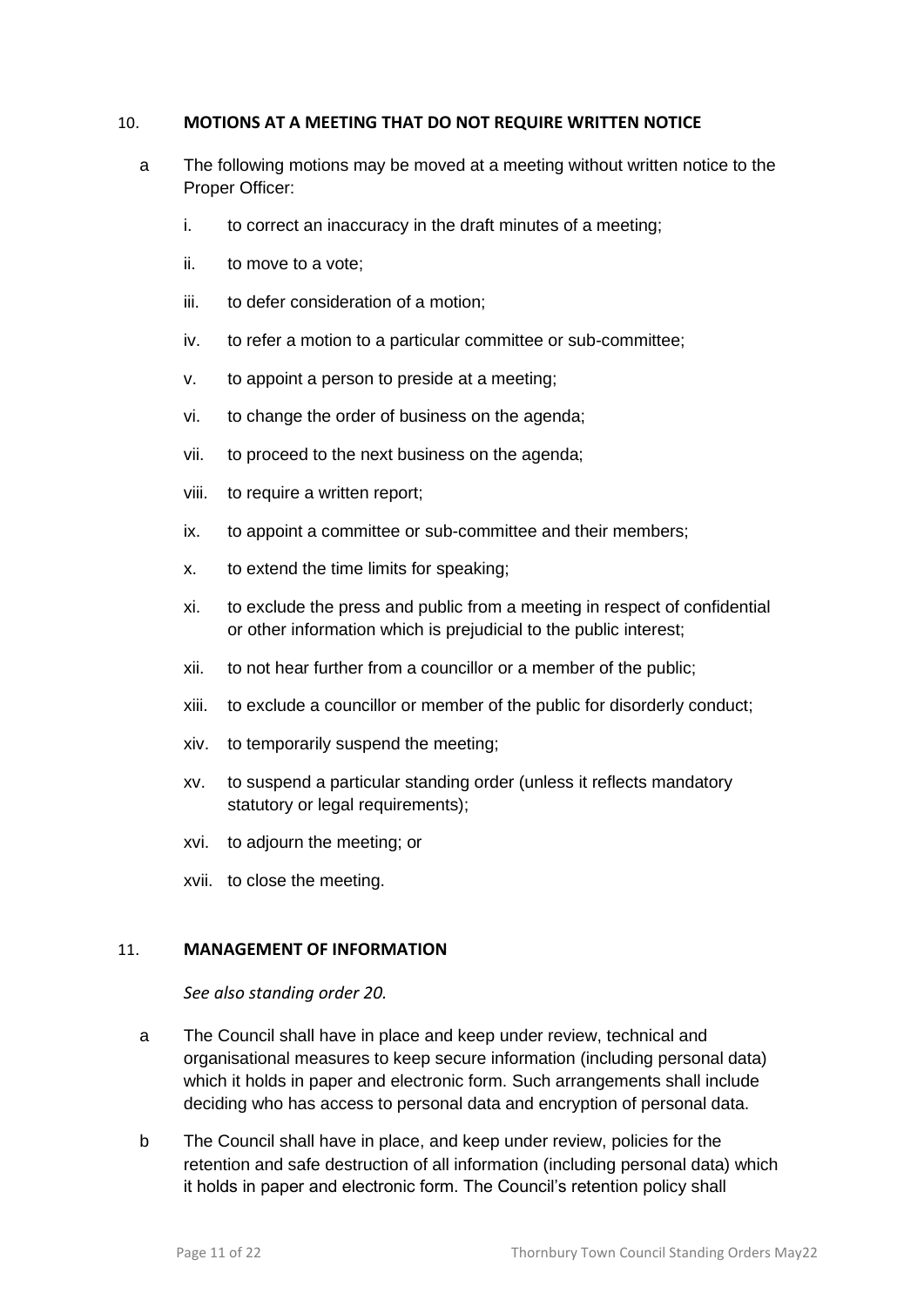## 10. MOTIONS AT A MEETING THAT DO NOT REQUIRE WRITTEN NOTICE

a The following motions may be moved at a meeting without written notice to the Proper Officer:

i. to correct an inaccuracy in the draft minutes of a meeting;

ii. to move to a vote;

iii. to defer consideration of a motion;

iv. to refer a motion to a particular committee or sub-committee;

v. to appoint a person to preside at a meeting;

vi. to change the order of business on the agenda;

vii. to proceed to the next business on the agenda;

viii. to require a written report;

ix. to appoint a committee or sub-committee and their members;

x. to extend the time limits for speaking;

xi. to exclude the press and public from a meeting in respect of confidential or other information which is prejudicial to the public interest;

xii. to not hear further from a councillor or a member of the public;

xiii. to exclude a councillor or member of the public for disorderly conduct;

xiv. to temporarily suspend the meeting;

xv. to suspend a particular standing order (unless it reflects mandatory statutory or legal requirements);

xvi. to adjourn the meeting; or

xvii. to close the meeting.

## 11. MANAGEMENT OF INFORMATION

*See also standing order 20.*

a The Council shall have in place and keep under review, technical and organisational measures to keep secure information (including personal data) which it holds in paper and electronic form. Such arrangements shall include deciding who has access to personal data and encryption of personal data.

b The Council shall have in place, and keep under review, policies for the retention and safe destruction of all information (including personal data) which it holds in paper and electronic form. The Council's retention policy shall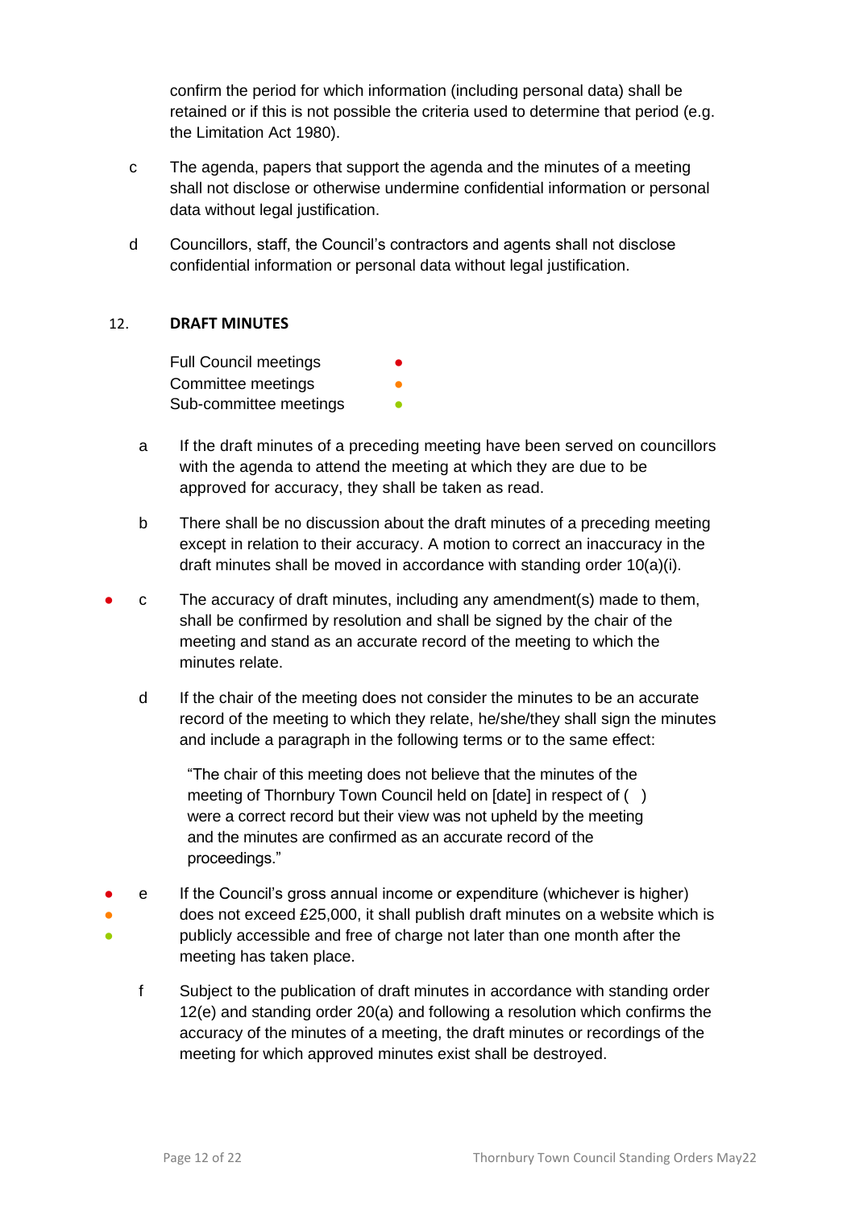confirm the period for which information (including personal data) shall be retained or if this is not possible the criteria used to determine that period (e.g. the Limitation Act 1980).

c The agenda, papers that support the agenda and the minutes of a meeting shall not disclose or otherwise undermine confidential information or personal data without legal justification.

d Councillors, staff, the Council's contractors and agents shall not disclose confidential information or personal data without legal justification.

## 12. DRAFT MINUTES

Full Council meetings ●
Committee meetings ●
Sub-committee meetings ●

a If the draft minutes of a preceding meeting have been served on councillors with the agenda to attend the meeting at which they are due to be approved for accuracy, they shall be taken as read.

b There shall be no discussion about the draft minutes of a preceding meeting except in relation to their accuracy. A motion to correct an inaccuracy in the draft minutes shall be moved in accordance with standing order 10(a)(i).

● c The accuracy of draft minutes, including any amendment(s) made to them, shall be confirmed by resolution and shall be signed by the chair of the meeting and stand as an accurate record of the meeting to which the minutes relate.

d If the chair of the meeting does not consider the minutes to be an accurate record of the meeting to which they relate, he/she/they shall sign the minutes and include a paragraph in the following terms or to the same effect:

> "The chair of this meeting does not believe that the minutes of the meeting of Thornbury Town Council held on [date] in respect of ( ) were a correct record but their view was not upheld by the meeting and the minutes are confirmed as an accurate record of the proceedings."

● ● ● e If the Council's gross annual income or expenditure (whichever is higher) does not exceed £25,000, it shall publish draft minutes on a website which is publicly accessible and free of charge not later than one month after the meeting has taken place.

f Subject to the publication of draft minutes in accordance with standing order 12(e) and standing order 20(a) and following a resolution which confirms the accuracy of the minutes of a meeting, the draft minutes or recordings of the meeting for which approved minutes exist shall be destroyed.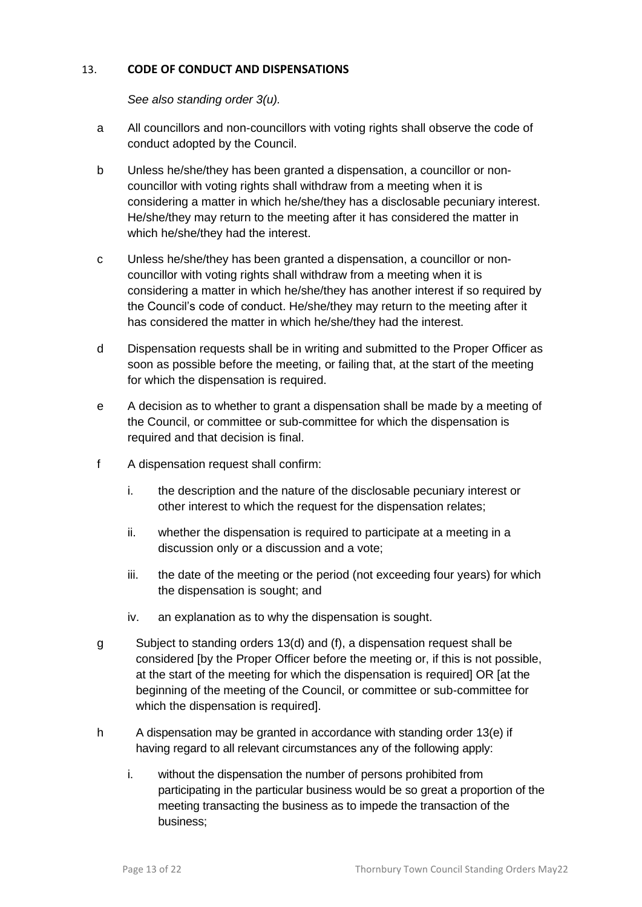## 13. CODE OF CONDUCT AND DISPENSATIONS

*See also standing order 3(u).*

a All councillors and non-councillors with voting rights shall observe the code of conduct adopted by the Council.

b Unless he/she/they has been granted a dispensation, a councillor or non-councillor with voting rights shall withdraw from a meeting when it is considering a matter in which he/she/they has a disclosable pecuniary interest. He/she/they may return to the meeting after it has considered the matter in which he/she/they had the interest.

c Unless he/she/they has been granted a dispensation, a councillor or non-councillor with voting rights shall withdraw from a meeting when it is considering a matter in which he/she/they has another interest if so required by the Council's code of conduct. He/she/they may return to the meeting after it has considered the matter in which he/she/they had the interest.

d Dispensation requests shall be in writing and submitted to the Proper Officer as soon as possible before the meeting, or failing that, at the start of the meeting for which the dispensation is required.

e A decision as to whether to grant a dispensation shall be made by a meeting of the Council, or committee or sub-committee for which the dispensation is required and that decision is final.

f A dispensation request shall confirm:

i. the description and the nature of the disclosable pecuniary interest or other interest to which the request for the dispensation relates;

ii. whether the dispensation is required to participate at a meeting in a discussion only or a discussion and a vote;

iii. the date of the meeting or the period (not exceeding four years) for which the dispensation is sought; and

iv. an explanation as to why the dispensation is sought.

g Subject to standing orders 13(d) and (f), a dispensation request shall be considered [by the Proper Officer before the meeting or, if this is not possible, at the start of the meeting for which the dispensation is required] OR [at the beginning of the meeting of the Council, or committee or sub-committee for which the dispensation is required].

h A dispensation may be granted in accordance with standing order 13(e) if having regard to all relevant circumstances any of the following apply:

i. without the dispensation the number of persons prohibited from participating in the particular business would be so great a proportion of the meeting transacting the business as to impede the transaction of the business;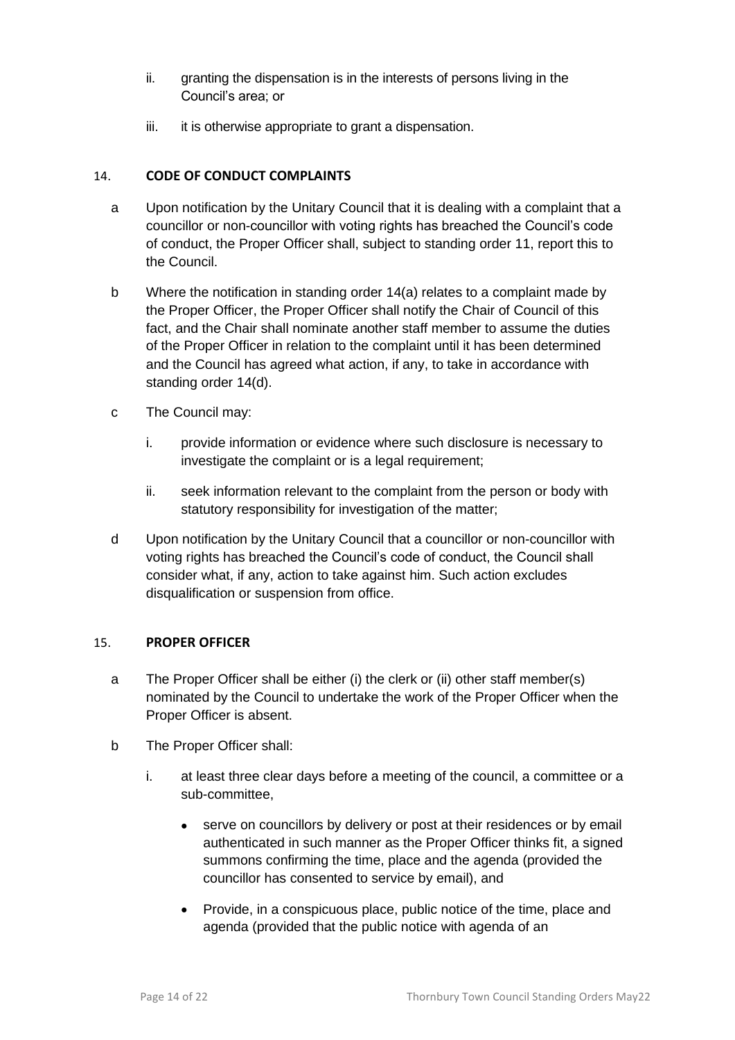ii. granting the dispensation is in the interests of persons living in the Council's area; or

iii. it is otherwise appropriate to grant a dispensation.

## 14. CODE OF CONDUCT COMPLAINTS

a Upon notification by the Unitary Council that it is dealing with a complaint that a councillor or non-councillor with voting rights has breached the Council's code of conduct, the Proper Officer shall, subject to standing order 11, report this to the Council.

b Where the notification in standing order 14(a) relates to a complaint made by the Proper Officer, the Proper Officer shall notify the Chair of Council of this fact, and the Chair shall nominate another staff member to assume the duties of the Proper Officer in relation to the complaint until it has been determined and the Council has agreed what action, if any, to take in accordance with standing order 14(d).

c The Council may:

i. provide information or evidence where such disclosure is necessary to investigate the complaint or is a legal requirement;

ii. seek information relevant to the complaint from the person or body with statutory responsibility for investigation of the matter;

d Upon notification by the Unitary Council that a councillor or non-councillor with voting rights has breached the Council's code of conduct, the Council shall consider what, if any, action to take against him. Such action excludes disqualification or suspension from office.

## 15. PROPER OFFICER

a The Proper Officer shall be either (i) the clerk or (ii) other staff member(s) nominated by the Council to undertake the work of the Proper Officer when the Proper Officer is absent.

b The Proper Officer shall:

i. at least three clear days before a meeting of the council, a committee or a sub-committee,

- serve on councillors by delivery or post at their residences or by email authenticated in such manner as the Proper Officer thinks fit, a signed summons confirming the time, place and the agenda (provided the councillor has consented to service by email), and
- Provide, in a conspicuous place, public notice of the time, place and agenda (provided that the public notice with agenda of an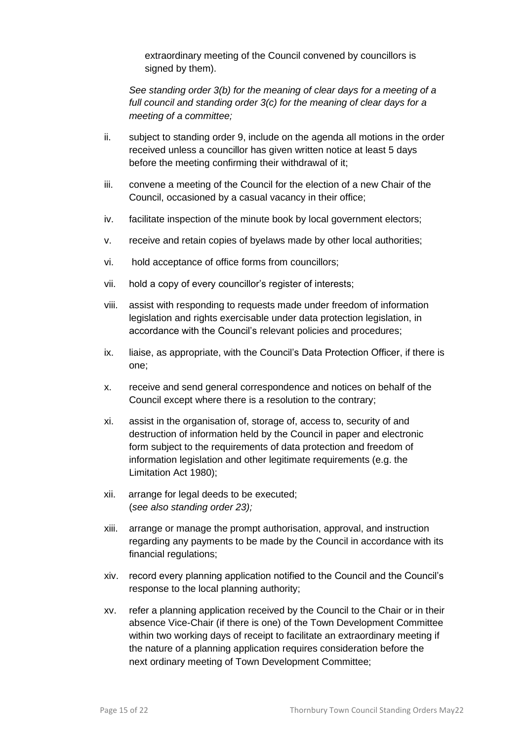extraordinary meeting of the Council convened by councillors is signed by them).

*See standing order 3(b) for the meaning of clear days for a meeting of a full council and standing order 3(c) for the meaning of clear days for a meeting of a committee;*

ii. subject to standing order 9, include on the agenda all motions in the order received unless a councillor has given written notice at least 5 days before the meeting confirming their withdrawal of it;

iii. convene a meeting of the Council for the election of a new Chair of the Council, occasioned by a casual vacancy in their office;

iv. facilitate inspection of the minute book by local government electors;

v. receive and retain copies of byelaws made by other local authorities;

vi. hold acceptance of office forms from councillors;

vii. hold a copy of every councillor's register of interests;

viii. assist with responding to requests made under freedom of information legislation and rights exercisable under data protection legislation, in accordance with the Council's relevant policies and procedures;

ix. liaise, as appropriate, with the Council's Data Protection Officer, if there is one;

x. receive and send general correspondence and notices on behalf of the Council except where there is a resolution to the contrary;

xi. assist in the organisation of, storage of, access to, security of and destruction of information held by the Council in paper and electronic form subject to the requirements of data protection and freedom of information legislation and other legitimate requirements (e.g. the Limitation Act 1980);

xii. arrange for legal deeds to be executed;
(*see also standing order 23);*

xiii. arrange or manage the prompt authorisation, approval, and instruction regarding any payments to be made by the Council in accordance with its financial regulations;

xiv. record every planning application notified to the Council and the Council's response to the local planning authority;

xv. refer a planning application received by the Council to the Chair or in their absence Vice-Chair (if there is one) of the Town Development Committee within two working days of receipt to facilitate an extraordinary meeting if the nature of a planning application requires consideration before the next ordinary meeting of Town Development Committee;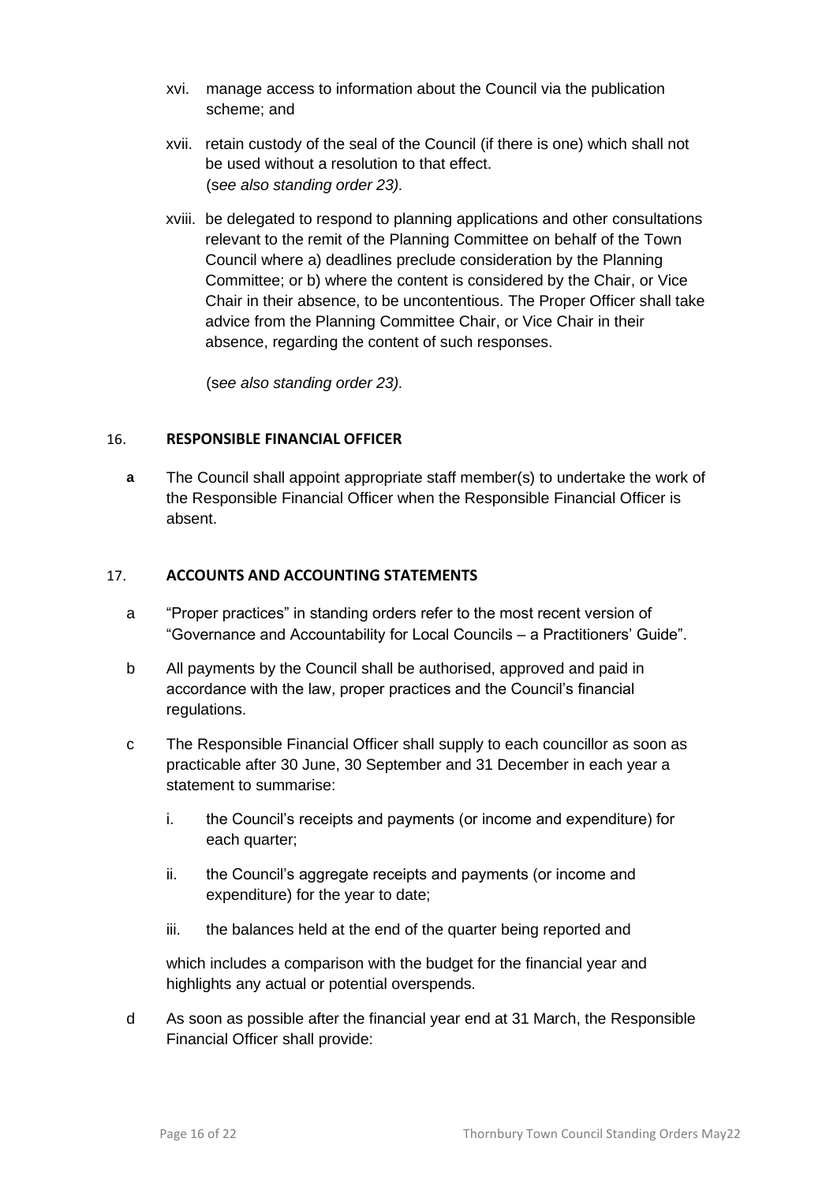xvi. manage access to information about the Council via the publication scheme; and

xvii. retain custody of the seal of the Council (if there is one) which shall not be used without a resolution to that effect.
(*see also standing order 23).*

xviii. be delegated to respond to planning applications and other consultations relevant to the remit of the Planning Committee on behalf of the Town Council where a) deadlines preclude consideration by the Planning Committee; or b) where the content is considered by the Chair, or Vice Chair in their absence, to be uncontentious. The Proper Officer shall take advice from the Planning Committee Chair, or Vice Chair in their absence, regarding the content of such responses.

(*see also standing order 23).*

## 16. RESPONSIBLE FINANCIAL OFFICER

**a** The Council shall appoint appropriate staff member(s) to undertake the work of the Responsible Financial Officer when the Responsible Financial Officer is absent.

## 17. ACCOUNTS AND ACCOUNTING STATEMENTS

a "Proper practices" in standing orders refer to the most recent version of "Governance and Accountability for Local Councils – a Practitioners' Guide".

b All payments by the Council shall be authorised, approved and paid in accordance with the law, proper practices and the Council's financial regulations.

c The Responsible Financial Officer shall supply to each councillor as soon as practicable after 30 June, 30 September and 31 December in each year a statement to summarise:

i. the Council's receipts and payments (or income and expenditure) for each quarter;

ii. the Council's aggregate receipts and payments (or income and expenditure) for the year to date;

iii. the balances held at the end of the quarter being reported and

which includes a comparison with the budget for the financial year and highlights any actual or potential overspends.

d As soon as possible after the financial year end at 31 March, the Responsible Financial Officer shall provide: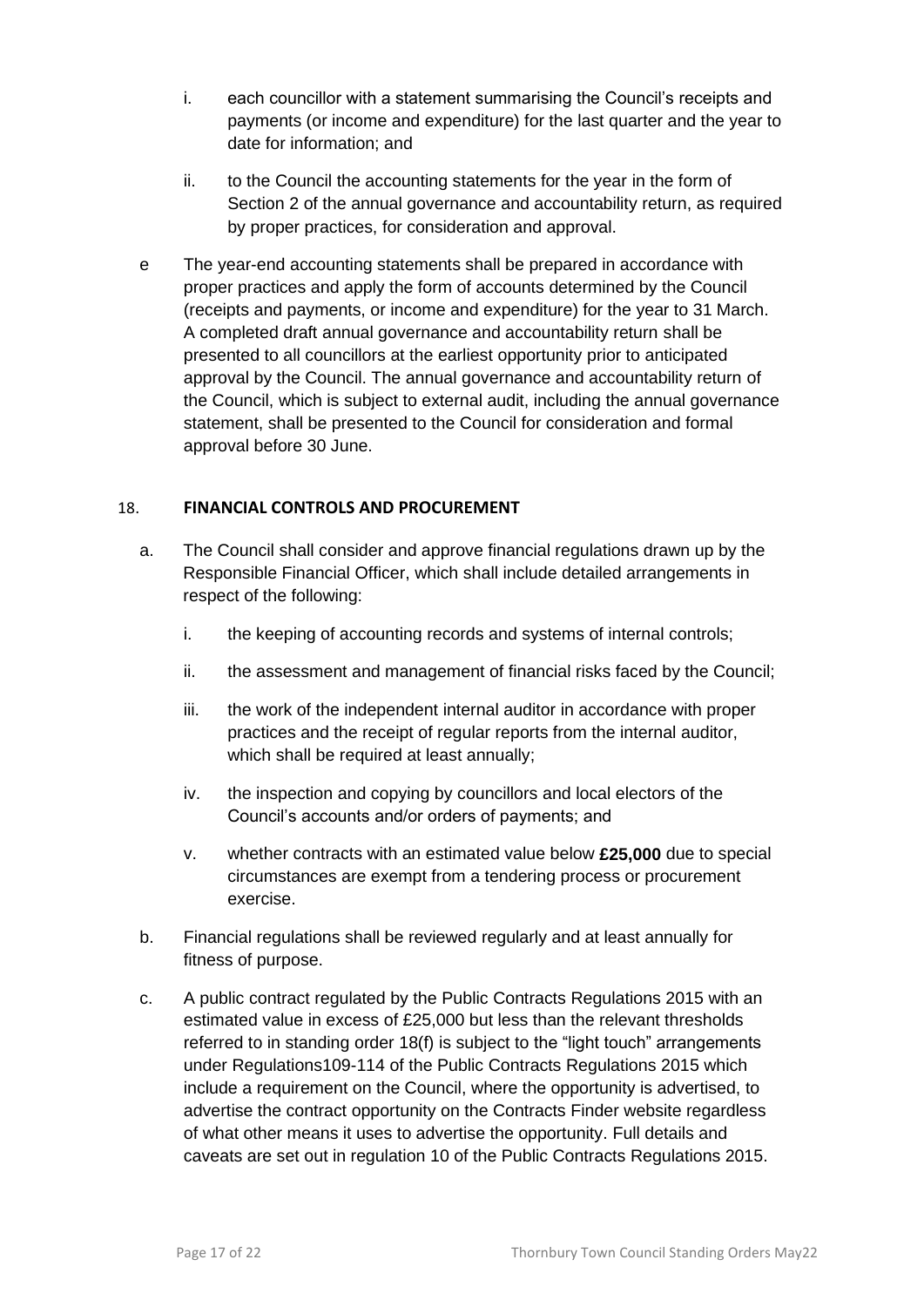i. each councillor with a statement summarising the Council's receipts and payments (or income and expenditure) for the last quarter and the year to date for information; and

ii. to the Council the accounting statements for the year in the form of Section 2 of the annual governance and accountability return, as required by proper practices, for consideration and approval.

e The year-end accounting statements shall be prepared in accordance with proper practices and apply the form of accounts determined by the Council (receipts and payments, or income and expenditure) for the year to 31 March. A completed draft annual governance and accountability return shall be presented to all councillors at the earliest opportunity prior to anticipated approval by the Council. The annual governance and accountability return of the Council, which is subject to external audit, including the annual governance statement, shall be presented to the Council for consideration and formal approval before 30 June.

## 18. FINANCIAL CONTROLS AND PROCUREMENT

a. The Council shall consider and approve financial regulations drawn up by the Responsible Financial Officer, which shall include detailed arrangements in respect of the following:

   i. the keeping of accounting records and systems of internal controls;

   ii. the assessment and management of financial risks faced by the Council;

   iii. the work of the independent internal auditor in accordance with proper practices and the receipt of regular reports from the internal auditor, which shall be required at least annually;

   iv. the inspection and copying by councillors and local electors of the Council's accounts and/or orders of payments; and

   v. whether contracts with an estimated value below **£25,000** due to special circumstances are exempt from a tendering process or procurement exercise.

b. Financial regulations shall be reviewed regularly and at least annually for fitness of purpose.

c. A public contract regulated by the Public Contracts Regulations 2015 with an estimated value in excess of £25,000 but less than the relevant thresholds referred to in standing order 18(f) is subject to the "light touch" arrangements under Regulations109-114 of the Public Contracts Regulations 2015 which include a requirement on the Council, where the opportunity is advertised, to advertise the contract opportunity on the Contracts Finder website regardless of what other means it uses to advertise the opportunity. Full details and caveats are set out in regulation 10 of the Public Contracts Regulations 2015.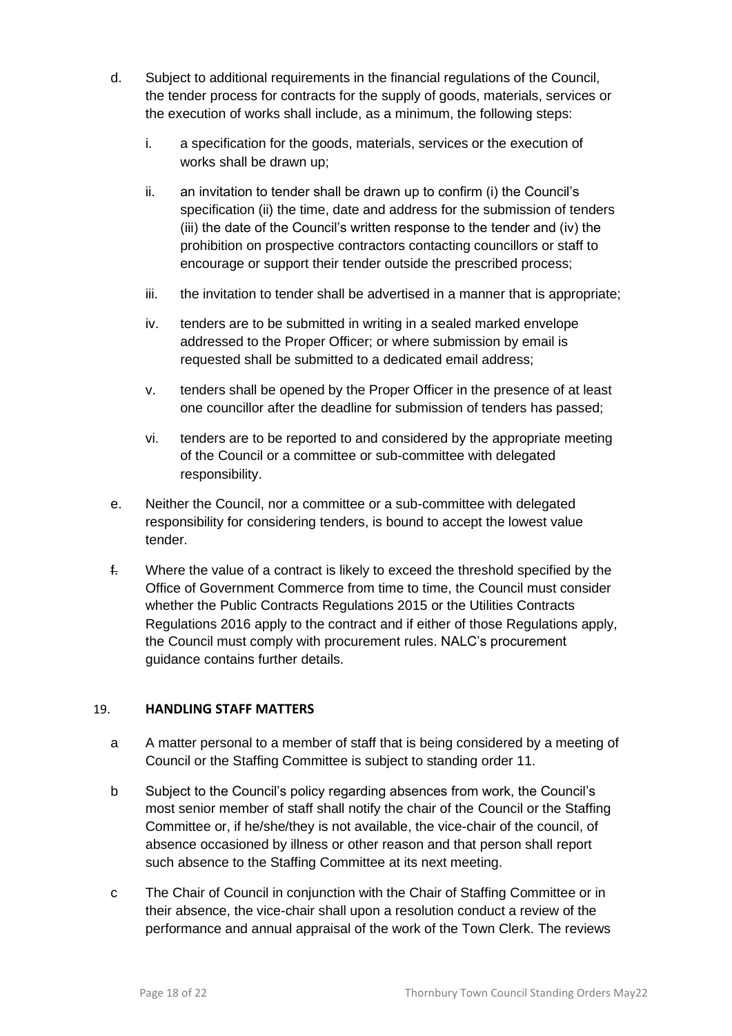d. Subject to additional requirements in the financial regulations of the Council, the tender process for contracts for the supply of goods, materials, services or the execution of works shall include, as a minimum, the following steps:

   i. a specification for the goods, materials, services or the execution of works shall be drawn up;

   ii. an invitation to tender shall be drawn up to confirm (i) the Council's specification (ii) the time, date and address for the submission of tenders (iii) the date of the Council's written response to the tender and (iv) the prohibition on prospective contractors contacting councillors or staff to encourage or support their tender outside the prescribed process;

   iii. the invitation to tender shall be advertised in a manner that is appropriate;

   iv. tenders are to be submitted in writing in a sealed marked envelope addressed to the Proper Officer; or where submission by email is requested shall be submitted to a dedicated email address;

   v. tenders shall be opened by the Proper Officer in the presence of at least one councillor after the deadline for submission of tenders has passed;

   vi. tenders are to be reported to and considered by the appropriate meeting of the Council or a committee or sub-committee with delegated responsibility.

e. Neither the Council, nor a committee or a sub-committee with delegated responsibility for considering tenders, is bound to accept the lowest value tender.

f. Where the value of a contract is likely to exceed the threshold specified by the Office of Government Commerce from time to time, the Council must consider whether the Public Contracts Regulations 2015 or the Utilities Contracts Regulations 2016 apply to the contract and if either of those Regulations apply, the Council must comply with procurement rules. NALC's procurement guidance contains further details.

## 19. HANDLING STAFF MATTERS

a A matter personal to a member of staff that is being considered by a meeting of Council or the Staffing Committee is subject to standing order 11.

b Subject to the Council's policy regarding absences from work, the Council's most senior member of staff shall notify the chair of the Council or the Staffing Committee or, if he/she/they is not available, the vice-chair of the council, of absence occasioned by illness or other reason and that person shall report such absence to the Staffing Committee at its next meeting.

c The Chair of Council in conjunction with the Chair of Staffing Committee or in their absence, the vice-chair shall upon a resolution conduct a review of the performance and annual appraisal of the work of the Town Clerk. The reviews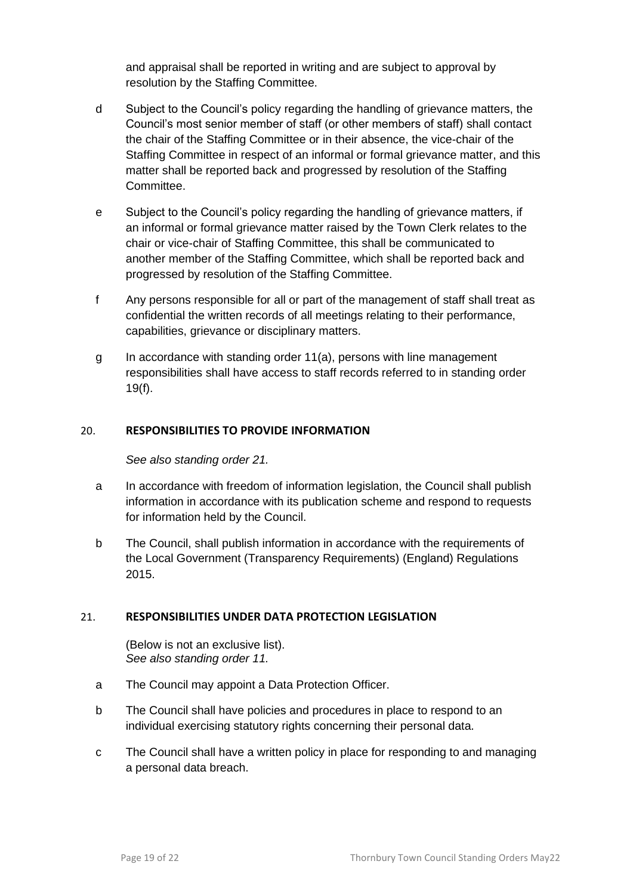and appraisal shall be reported in writing and are subject to approval by resolution by the Staffing Committee.

d Subject to the Council's policy regarding the handling of grievance matters, the Council's most senior member of staff (or other members of staff) shall contact the chair of the Staffing Committee or in their absence, the vice-chair of the Staffing Committee in respect of an informal or formal grievance matter, and this matter shall be reported back and progressed by resolution of the Staffing Committee.

e Subject to the Council's policy regarding the handling of grievance matters, if an informal or formal grievance matter raised by the Town Clerk relates to the chair or vice-chair of Staffing Committee, this shall be communicated to another member of the Staffing Committee, which shall be reported back and progressed by resolution of the Staffing Committee.

f Any persons responsible for all or part of the management of staff shall treat as confidential the written records of all meetings relating to their performance, capabilities, grievance or disciplinary matters.

g In accordance with standing order 11(a), persons with line management responsibilities shall have access to staff records referred to in standing order 19(f).

## 20. RESPONSIBILITIES TO PROVIDE INFORMATION

*See also standing order 21.*

a In accordance with freedom of information legislation, the Council shall publish information in accordance with its publication scheme and respond to requests for information held by the Council.

b The Council, shall publish information in accordance with the requirements of the Local Government (Transparency Requirements) (England) Regulations 2015.

## 21. RESPONSIBILITIES UNDER DATA PROTECTION LEGISLATION

(Below is not an exclusive list).
*See also standing order 11.*

a The Council may appoint a Data Protection Officer.

b The Council shall have policies and procedures in place to respond to an individual exercising statutory rights concerning their personal data.

c The Council shall have a written policy in place for responding to and managing a personal data breach.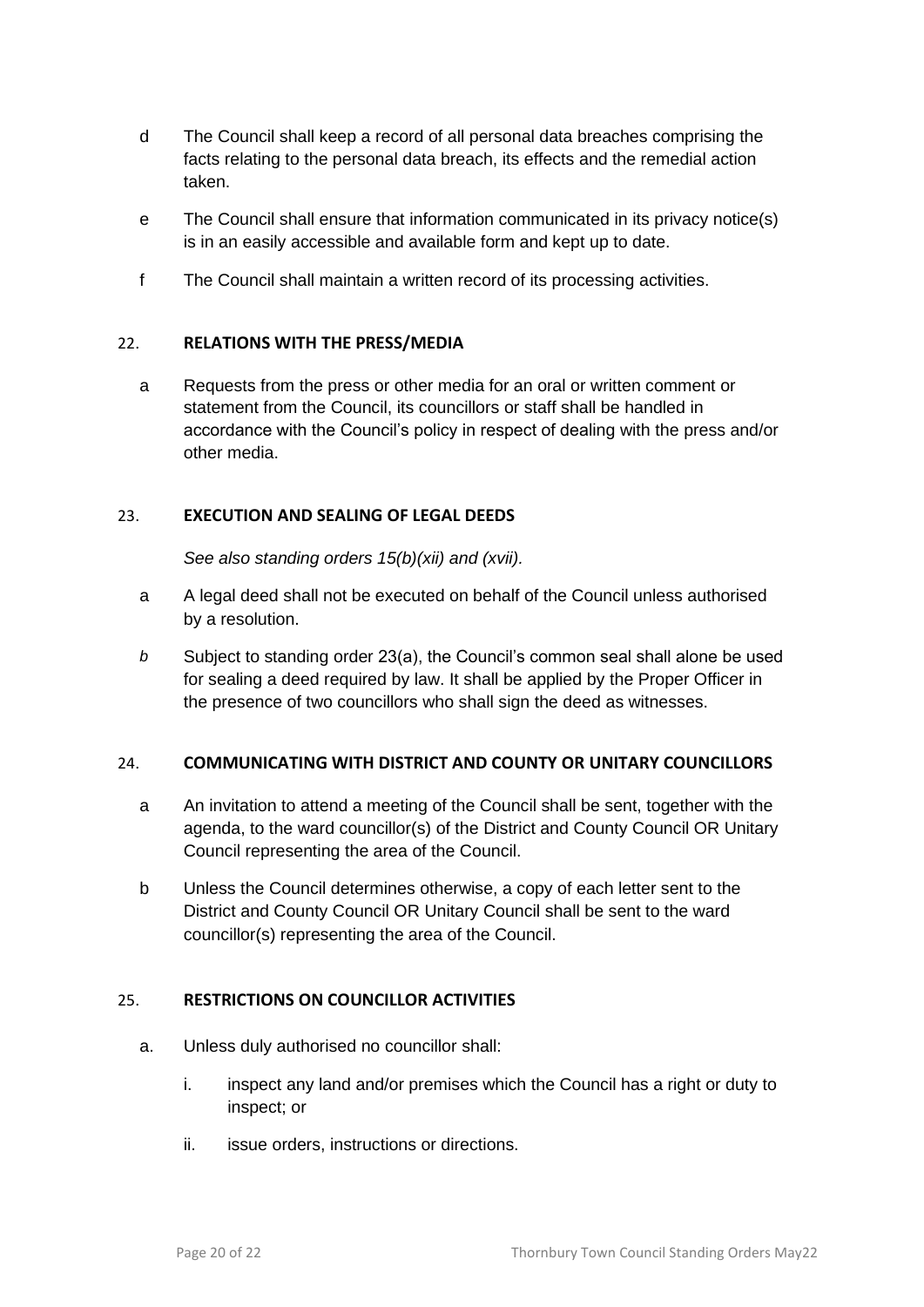d The Council shall keep a record of all personal data breaches comprising the facts relating to the personal data breach, its effects and the remedial action taken.

e The Council shall ensure that information communicated in its privacy notice(s) is in an easily accessible and available form and kept up to date.

f The Council shall maintain a written record of its processing activities.

## 22. RELATIONS WITH THE PRESS/MEDIA

a Requests from the press or other media for an oral or written comment or statement from the Council, its councillors or staff shall be handled in accordance with the Council's policy in respect of dealing with the press and/or other media.

## 23. EXECUTION AND SEALING OF LEGAL DEEDS

*See also standing orders 15(b)(xii) and (xvii).*

a A legal deed shall not be executed on behalf of the Council unless authorised by a resolution.

*b* Subject to standing order 23(a), the Council's common seal shall alone be used for sealing a deed required by law. It shall be applied by the Proper Officer in the presence of two councillors who shall sign the deed as witnesses.

## 24. COMMUNICATING WITH DISTRICT AND COUNTY OR UNITARY COUNCILLORS

a An invitation to attend a meeting of the Council shall be sent, together with the agenda, to the ward councillor(s) of the District and County Council OR Unitary Council representing the area of the Council.

b Unless the Council determines otherwise, a copy of each letter sent to the District and County Council OR Unitary Council shall be sent to the ward councillor(s) representing the area of the Council.

## 25. RESTRICTIONS ON COUNCILLOR ACTIVITIES

a. Unless duly authorised no councillor shall:

   i. inspect any land and/or premises which the Council has a right or duty to inspect; or

   ii. issue orders, instructions or directions.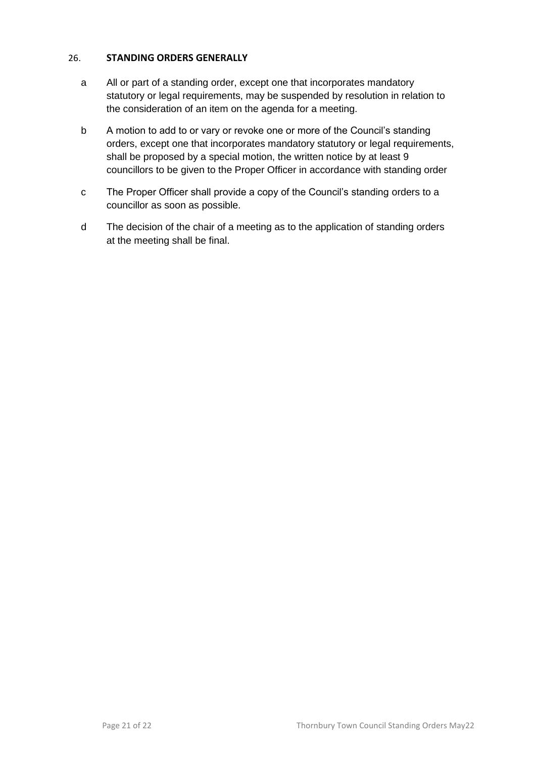## 26. STANDING ORDERS GENERALLY

a All or part of a standing order, except one that incorporates mandatory statutory or legal requirements, may be suspended by resolution in relation to the consideration of an item on the agenda for a meeting.

b A motion to add to or vary or revoke one or more of the Council's standing orders, except one that incorporates mandatory statutory or legal requirements, shall be proposed by a special motion, the written notice by at least 9 councillors to be given to the Proper Officer in accordance with standing order

c The Proper Officer shall provide a copy of the Council's standing orders to a councillor as soon as possible.

d The decision of the chair of a meeting as to the application of standing orders at the meeting shall be final.